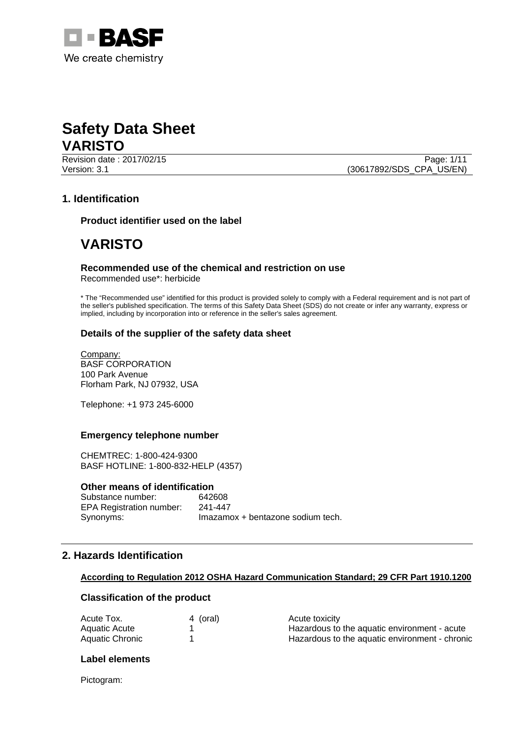BASF

We create chemistry

# Safety Data Sheet

## VARISTO

Revision date : 2017/02/15

Version: 3.1

(30617892/SDS_CPA_US/EN)

## 1. Identification

### Product identifier used on the label

# VARISTO

### Recommended use of the chemical and restriction on use

Recommended use*: herbicide

* The “Recommended use” identified for this product is provided solely to comply with a Federal requirement and is not part of the seller's published specification. The terms of this Safety Data Sheet (SDS) do not create or infer any warranty, express or implied, including by incorporation into or reference in the seller's sales agreement.

### Details of the supplier of the safety data sheet

Company:
BASF CORPORATION
100 Park Avenue
Florham Park, NJ 07932, USA

Telephone: +1 973 245-6000

### Emergency telephone number

CHEMTREC: 1-800-424-9300
BASF HOTLINE: 1-800-832-HELP (4357)

### Other means of identification

| | |
|---|---|
| Substance number: | 642608 |
| EPA Registration number: | 241-447 |
| Synonyms: | Imazamox + bentazone sodium tech. |

## 2. Hazards Identification

**According to Regulation 2012 OSHA Hazard Communication Standard; 29 CFR Part 1910.1200**

### Classification of the product

| | | |
|---|---|---|
| Acute Tox. | 4 (oral) | Acute toxicity |
| Aquatic Acute | 1 | Hazardous to the aquatic environment - acute |
| Aquatic Chronic | 1 | Hazardous to the aquatic environment - chronic |

### Label elements

Pictogram: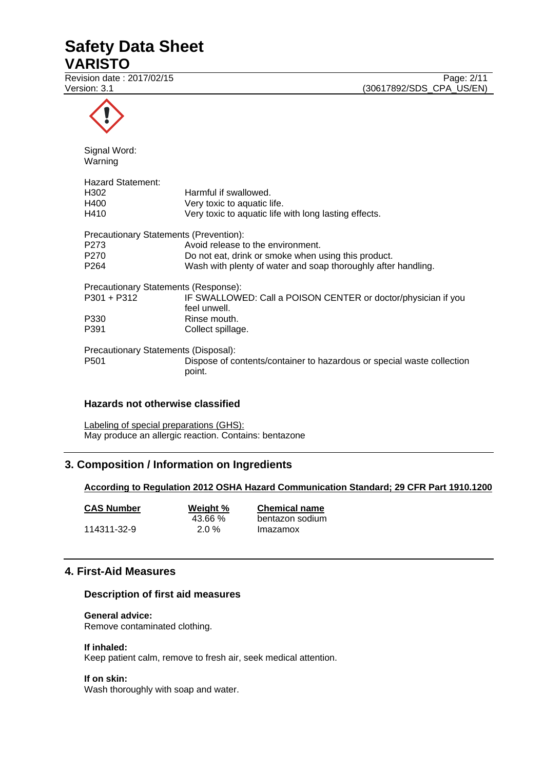Signal Word:
Warning

Hazard Statement:

| | |
|---|---|
| H302 | Harmful if swallowed. |
| H400 | Very toxic to aquatic life. |
| H410 | Very toxic to aquatic life with long lasting effects. |

Precautionary Statements (Prevention):

| | |
|---|---|
| P273 | Avoid release to the environment. |
| P270 | Do not eat, drink or smoke when using this product. |
| P264 | Wash with plenty of water and soap thoroughly after handling. |

Precautionary Statements (Response):

| | |
|---|---|
| P301 + P312 | IF SWALLOWED: Call a POISON CENTER or doctor/physician if you feel unwell. |
| P330 | Rinse mouth. |
| P391 | Collect spillage. |

Precautionary Statements (Disposal):

| | |
|---|---|
| P501 | Dispose of contents/container to hazardous or special waste collection point. |

### Hazards not otherwise classified

Labeling of special preparations (GHS):
May produce an allergic reaction. Contains: bentazone

## 3. Composition / Information on Ingredients

**According to Regulation 2012 OSHA Hazard Communication Standard; 29 CFR Part 1910.1200**

| CAS Number | Weight % | Chemical name |
|---|---|---|
| | 43.66 % | bentazon sodium |
| 114311-32-9 | 2.0 % | Imazamox |

## 4. First-Aid Measures

### Description of first aid measures

**General advice:**
Remove contaminated clothing.

**If inhaled:**
Keep patient calm, remove to fresh air, seek medical attention.

**If on skin:**
Wash thoroughly with soap and water.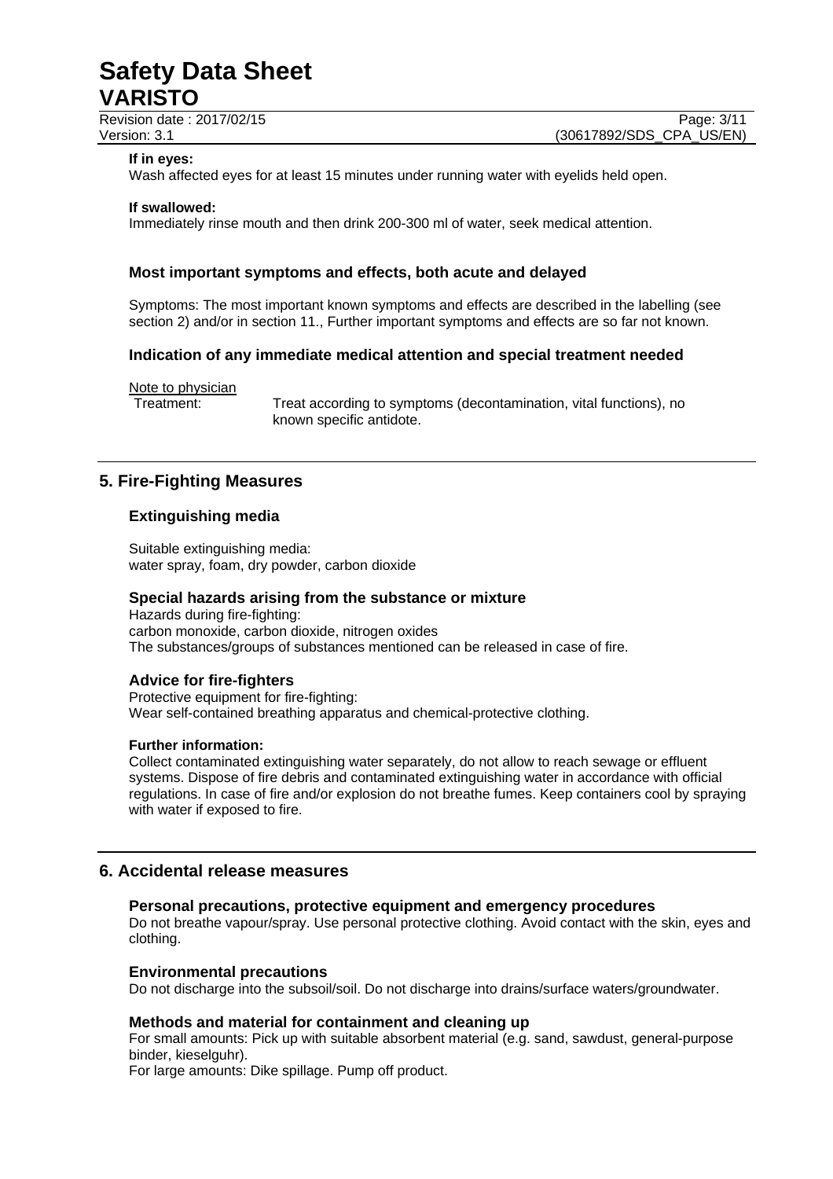**If in eyes:**
Wash affected eyes for at least 15 minutes under running water with eyelids held open.

**If swallowed:**
Immediately rinse mouth and then drink 200-300 ml of water, seek medical attention.

### Most important symptoms and effects, both acute and delayed

Symptoms: The most important known symptoms and effects are described in the labelling (see section 2) and/or in section 11., Further important symptoms and effects are so far not known.

### Indication of any immediate medical attention and special treatment needed

Note to physician

Treatment: Treat according to symptoms (decontamination, vital functions), no known specific antidote.

## 5. Fire-Fighting Measures

### Extinguishing media

Suitable extinguishing media:
water spray, foam, dry powder, carbon dioxide

### Special hazards arising from the substance or mixture

Hazards during fire-fighting:
carbon monoxide, carbon dioxide, nitrogen oxides
The substances/groups of substances mentioned can be released in case of fire.

### Advice for fire-fighters

Protective equipment for fire-fighting:
Wear self-contained breathing apparatus and chemical-protective clothing.

**Further information:**
Collect contaminated extinguishing water separately, do not allow to reach sewage or effluent systems. Dispose of fire debris and contaminated extinguishing water in accordance with official regulations. In case of fire and/or explosion do not breathe fumes. Keep containers cool by spraying with water if exposed to fire.

## 6. Accidental release measures

### Personal precautions, protective equipment and emergency procedures

Do not breathe vapour/spray. Use personal protective clothing. Avoid contact with the skin, eyes and clothing.

### Environmental precautions

Do not discharge into the subsoil/soil. Do not discharge into drains/surface waters/groundwater.

### Methods and material for containment and cleaning up

For small amounts: Pick up with suitable absorbent material (e.g. sand, sawdust, general-purpose binder, kieselguhr).
For large amounts: Dike spillage. Pump off product.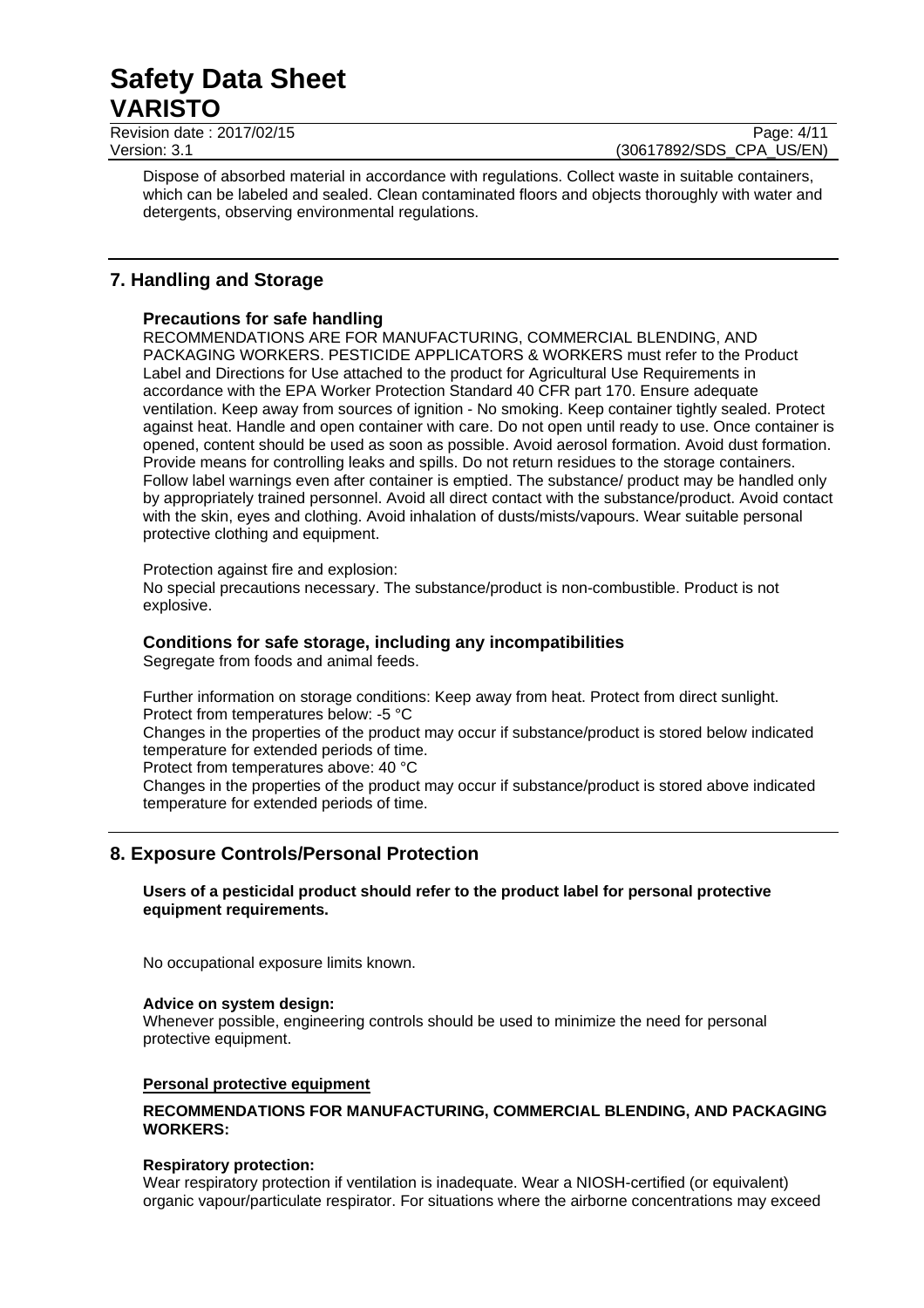Dispose of absorbed material in accordance with regulations. Collect waste in suitable containers, which can be labeled and sealed. Clean contaminated floors and objects thoroughly with water and detergents, observing environmental regulations.

## 7. Handling and Storage

### Precautions for safe handling

RECOMMENDATIONS ARE FOR MANUFACTURING, COMMERCIAL BLENDING, AND PACKAGING WORKERS. PESTICIDE APPLICATORS & WORKERS must refer to the Product Label and Directions for Use attached to the product for Agricultural Use Requirements in accordance with the EPA Worker Protection Standard 40 CFR part 170. Ensure adequate ventilation. Keep away from sources of ignition - No smoking. Keep container tightly sealed. Protect against heat. Handle and open container with care. Do not open until ready to use. Once container is opened, content should be used as soon as possible. Avoid aerosol formation. Avoid dust formation. Provide means for controlling leaks and spills. Do not return residues to the storage containers. Follow label warnings even after container is emptied. The substance/ product may be handled only by appropriately trained personnel. Avoid all direct contact with the substance/product. Avoid contact with the skin, eyes and clothing. Avoid inhalation of dusts/mists/vapours. Wear suitable personal protective clothing and equipment.

Protection against fire and explosion:
No special precautions necessary. The substance/product is non-combustible. Product is not explosive.

### Conditions for safe storage, including any incompatibilities

Segregate from foods and animal feeds.

Further information on storage conditions: Keep away from heat. Protect from direct sunlight.
Protect from temperatures below: -5 °C
Changes in the properties of the product may occur if substance/product is stored below indicated temperature for extended periods of time.
Protect from temperatures above: 40 °C
Changes in the properties of the product may occur if substance/product is stored above indicated temperature for extended periods of time.

## 8. Exposure Controls/Personal Protection

**Users of a pesticidal product should refer to the product label for personal protective equipment requirements.**

No occupational exposure limits known.

**Advice on system design:**
Whenever possible, engineering controls should be used to minimize the need for personal protective equipment.

**Personal protective equipment**

**RECOMMENDATIONS FOR MANUFACTURING, COMMERCIAL BLENDING, AND PACKAGING WORKERS:**

**Respiratory protection:**
Wear respiratory protection if ventilation is inadequate. Wear a NIOSH-certified (or equivalent) organic vapour/particulate respirator. For situations where the airborne concentrations may exceed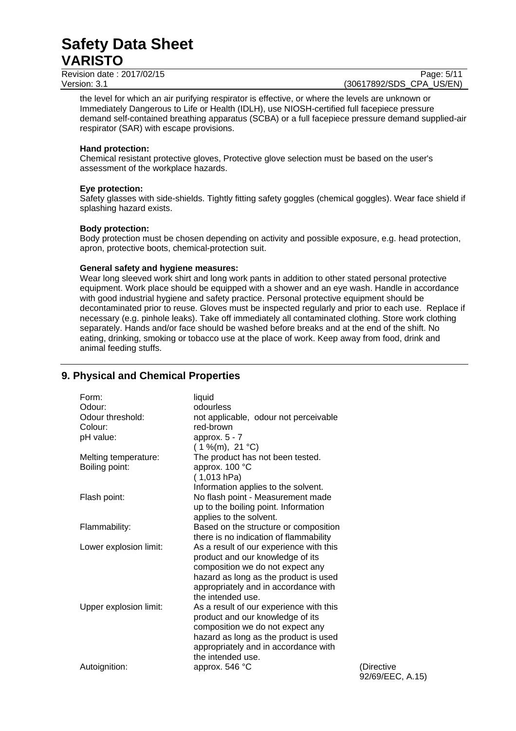the level for which an air purifying respirator is effective, or where the levels are unknown or Immediately Dangerous to Life or Health (IDLH), use NIOSH-certified full facepiece pressure demand self-contained breathing apparatus (SCBA) or a full facepiece pressure demand supplied-air respirator (SAR) with escape provisions.

**Hand protection:**
Chemical resistant protective gloves, Protective glove selection must be based on the user's assessment of the workplace hazards.

**Eye protection:**
Safety glasses with side-shields. Tightly fitting safety goggles (chemical goggles). Wear face shield if splashing hazard exists.

**Body protection:**
Body protection must be chosen depending on activity and possible exposure, e.g. head protection, apron, protective boots, chemical-protection suit.

**General safety and hygiene measures:**
Wear long sleeved work shirt and long work pants in addition to other stated personal protective equipment. Work place should be equipped with a shower and an eye wash. Handle in accordance with good industrial hygiene and safety practice. Personal protective equipment should be decontaminated prior to reuse. Gloves must be inspected regularly and prior to each use. Replace if necessary (e.g. pinhole leaks). Take off immediately all contaminated clothing. Store work clothing separately. Hands and/or face should be washed before breaks and at the end of the shift. No eating, drinking, smoking or tobacco use at the place of work. Keep away from food, drink and animal feeding stuffs.

## 9. Physical and Chemical Properties

| | | |
|---|---|---|
| Form: | liquid | |
| Odour: | odourless | |
| Odour threshold: | not applicable, odour not perceivable | |
| Colour: | red-brown | |
| pH value: | approx. 5 - 7<br>( 1 %(m), 21 °C) | |
| Melting temperature: | The product has not been tested. | |
| Boiling point: | approx. 100 °C<br>( 1,013 hPa)<br>Information applies to the solvent. | |
| Flash point: | No flash point - Measurement made up to the boiling point. Information applies to the solvent. | |
| Flammability: | Based on the structure or composition there is no indication of flammability | |
| Lower explosion limit: | As a result of our experience with this product and our knowledge of its composition we do not expect any hazard as long as the product is used appropriately and in accordance with the intended use. | |
| Upper explosion limit: | As a result of our experience with this product and our knowledge of its composition we do not expect any hazard as long as the product is used appropriately and in accordance with the intended use. | |
| Autoignition: | approx. 546 °C | (Directive 92/69/EEC, A.15) |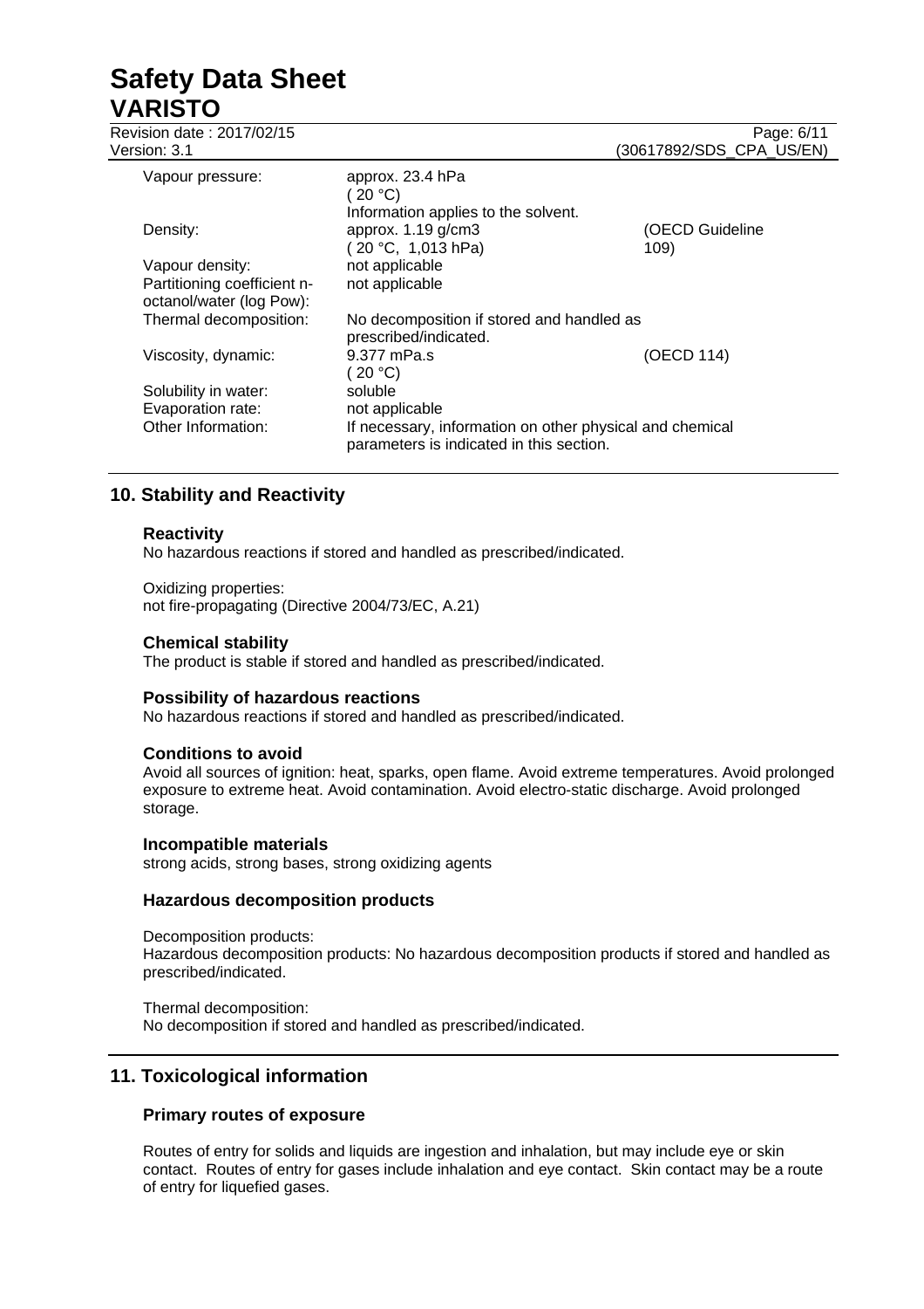| | | |
|---|---|---|
| Vapour pressure: | approx. 23.4 hPa<br>( 20 °C)<br>Information applies to the solvent. | |
| Density: | approx. 1.19 g/cm3<br>( 20 °C, 1,013 hPa) | (OECD Guideline 109) |
| Vapour density: | not applicable | |
| Partitioning coefficient n-octanol/water (log Pow): | not applicable | |
| Thermal decomposition: | No decomposition if stored and handled as prescribed/indicated. | |
| Viscosity, dynamic: | 9.377 mPa.s<br>( 20 °C) | (OECD 114) |
| Solubility in water: | soluble | |
| Evaporation rate: | not applicable | |
| Other Information: | If necessary, information on other physical and chemical parameters is indicated in this section. | |

## 10. Stability and Reactivity

### Reactivity

No hazardous reactions if stored and handled as prescribed/indicated.

Oxidizing properties:
not fire-propagating (Directive 2004/73/EC, A.21)

### Chemical stability

The product is stable if stored and handled as prescribed/indicated.

### Possibility of hazardous reactions

No hazardous reactions if stored and handled as prescribed/indicated.

### Conditions to avoid

Avoid all sources of ignition: heat, sparks, open flame. Avoid extreme temperatures. Avoid prolonged exposure to extreme heat. Avoid contamination. Avoid electro-static discharge. Avoid prolonged storage.

### Incompatible materials

strong acids, strong bases, strong oxidizing agents

### Hazardous decomposition products

Decomposition products:
Hazardous decomposition products: No hazardous decomposition products if stored and handled as prescribed/indicated.

Thermal decomposition:
No decomposition if stored and handled as prescribed/indicated.

## 11. Toxicological information

### Primary routes of exposure

Routes of entry for solids and liquids are ingestion and inhalation, but may include eye or skin contact. Routes of entry for gases include inhalation and eye contact. Skin contact may be a route of entry for liquefied gases.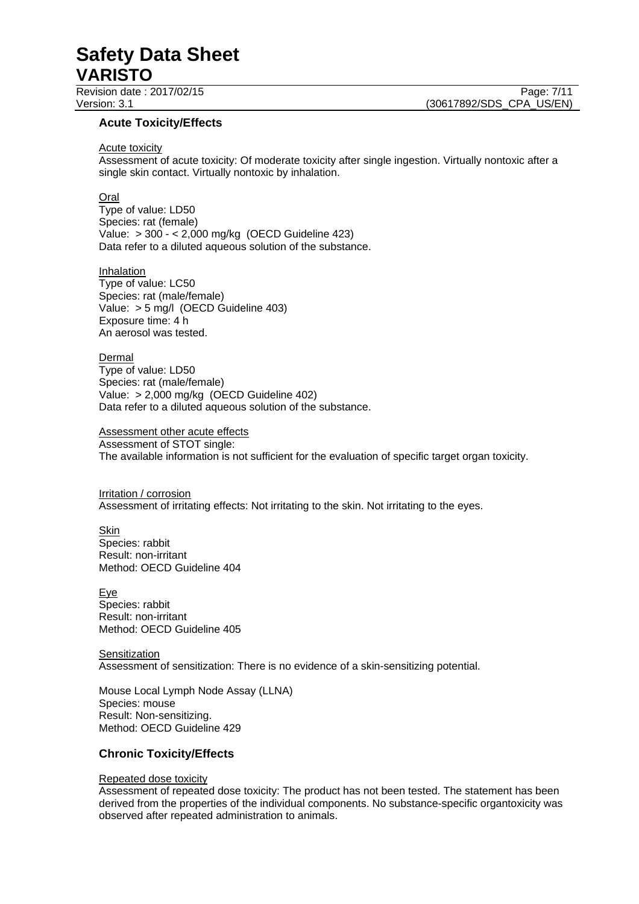### Acute Toxicity/Effects

Acute toxicity

Assessment of acute toxicity: Of moderate toxicity after single ingestion. Virtually nontoxic after a single skin contact. Virtually nontoxic by inhalation.

Oral

Type of value: LD50
Species: rat (female)
Value: > 300 - < 2,000 mg/kg (OECD Guideline 423)
Data refer to a diluted aqueous solution of the substance.

Inhalation

Type of value: LC50
Species: rat (male/female)
Value: > 5 mg/l (OECD Guideline 403)
Exposure time: 4 h
An aerosol was tested.

Dermal

Type of value: LD50
Species: rat (male/female)
Value: > 2,000 mg/kg (OECD Guideline 402)
Data refer to a diluted aqueous solution of the substance.

Assessment other acute effects

Assessment of STOT single:
The available information is not sufficient for the evaluation of specific target organ toxicity.

Irritation / corrosion

Assessment of irritating effects: Not irritating to the skin. Not irritating to the eyes.

Skin

Species: rabbit
Result: non-irritant
Method: OECD Guideline 404

Eye

Species: rabbit
Result: non-irritant
Method: OECD Guideline 405

Sensitization

Assessment of sensitization: There is no evidence of a skin-sensitizing potential.

Mouse Local Lymph Node Assay (LLNA)
Species: mouse
Result: Non-sensitizing.
Method: OECD Guideline 429

### Chronic Toxicity/Effects

Repeated dose toxicity

Assessment of repeated dose toxicity: The product has not been tested. The statement has been derived from the properties of the individual components. No substance-specific organtoxicity was observed after repeated administration to animals.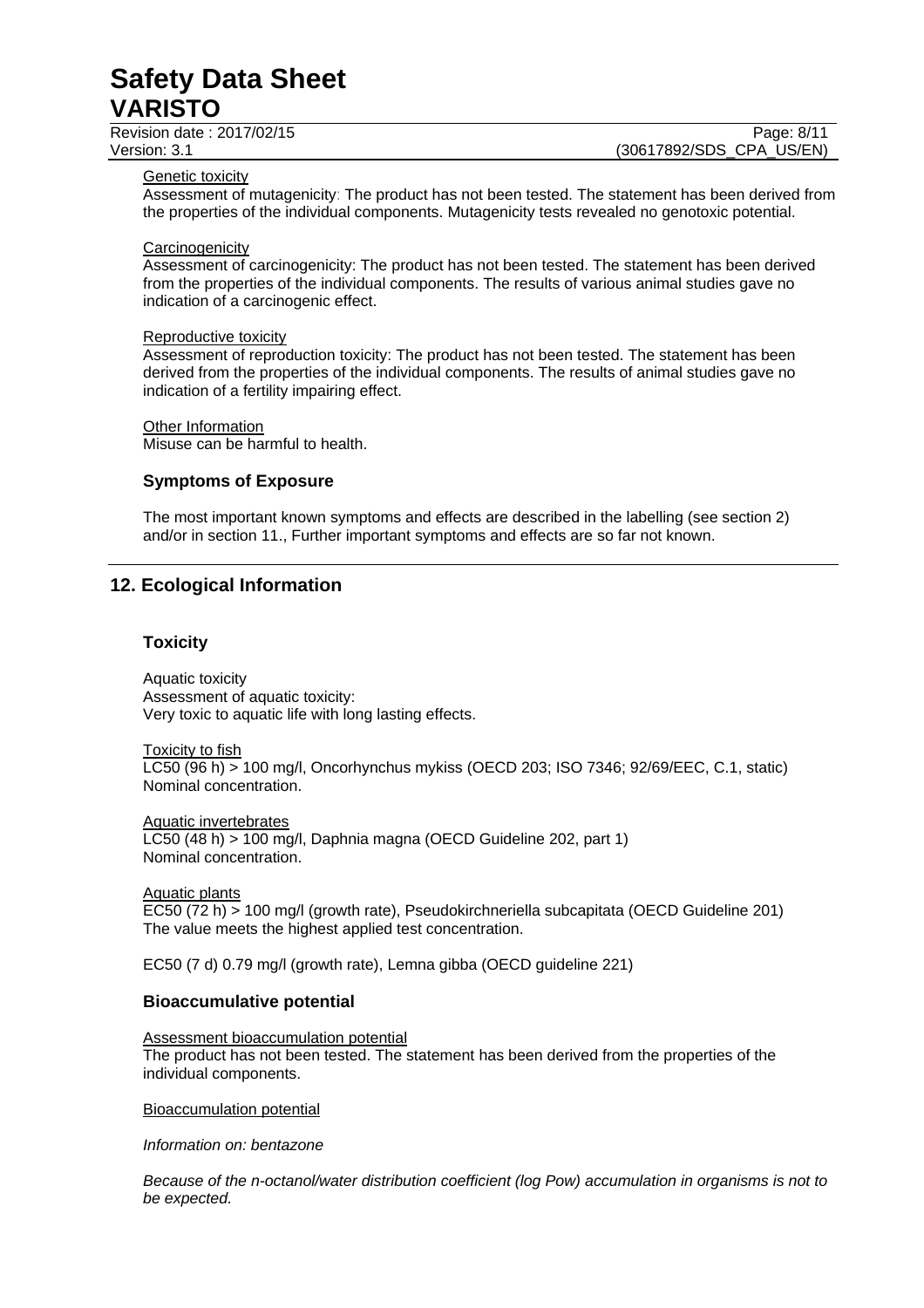Genetic toxicity

Assessment of mutagenicity: The product has not been tested. The statement has been derived from the properties of the individual components. Mutagenicity tests revealed no genotoxic potential.

Carcinogenicity

Assessment of carcinogenicity: The product has not been tested. The statement has been derived from the properties of the individual components. The results of various animal studies gave no indication of a carcinogenic effect.

Reproductive toxicity

Assessment of reproduction toxicity: The product has not been tested. The statement has been derived from the properties of the individual components. The results of animal studies gave no indication of a fertility impairing effect.

Other Information

Misuse can be harmful to health.

### Symptoms of Exposure

The most important known symptoms and effects are described in the labelling (see section 2) and/or in section 11., Further important symptoms and effects are so far not known.

## 12. Ecological Information

### Toxicity

Aquatic toxicity

Assessment of aquatic toxicity:

Very toxic to aquatic life with long lasting effects.

Toxicity to fish

LC50 (96 h) > 100 mg/l, Oncorhynchus mykiss (OECD 203; ISO 7346; 92/69/EEC, C.1, static)
Nominal concentration.

Aquatic invertebrates

LC50 (48 h) > 100 mg/l, Daphnia magna (OECD Guideline 202, part 1)
Nominal concentration.

Aquatic plants

EC50 (72 h) > 100 mg/l (growth rate), Pseudokirchneriella subcapitata (OECD Guideline 201)
The value meets the highest applied test concentration.

EC50 (7 d) 0.79 mg/l (growth rate), Lemna gibba (OECD guideline 221)

### Bioaccumulative potential

Assessment bioaccumulation potential

The product has not been tested. The statement has been derived from the properties of the individual components.

Bioaccumulation potential

*Information on: bentazone*

*Because of the n-octanol/water distribution coefficient (log Pow) accumulation in organisms is not to be expected.*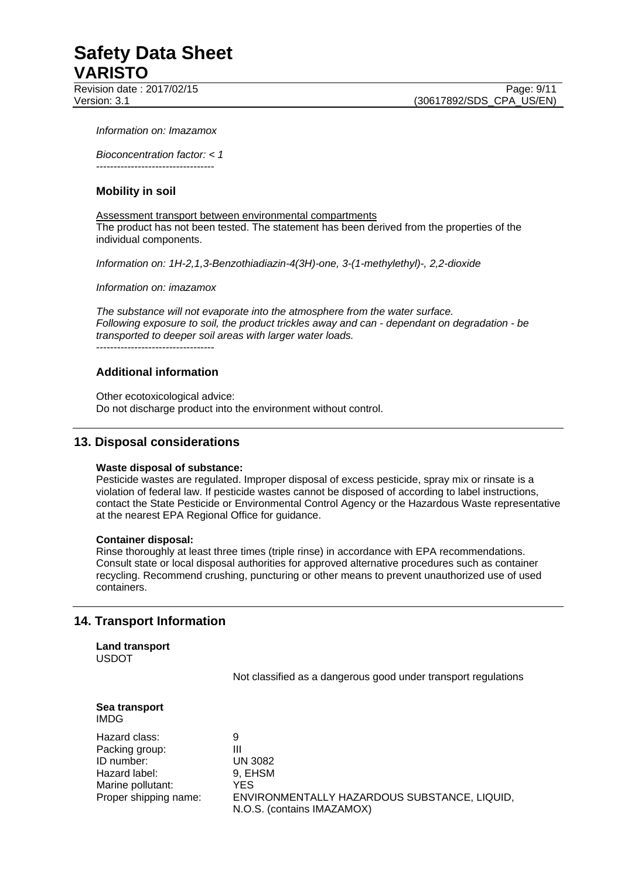*Information on: Imazamox*

*Bioconcentration factor: < 1*

----------------------------------

### Mobility in soil

Assessment transport between environmental compartments
The product has not been tested. The statement has been derived from the properties of the individual components.

*Information on: 1H-2,1,3-Benzothiadiazin-4(3H)-one, 3-(1-methylethyl)-, 2,2-dioxide*

*Information on: imazamox*

*The substance will not evaporate into the atmosphere from the water surface.*
*Following exposure to soil, the product trickles away and can - dependant on degradation - be transported to deeper soil areas with larger water loads.*

----------------------------------

### Additional information

Other ecotoxicological advice:
Do not discharge product into the environment without control.

## 13. Disposal considerations

**Waste disposal of substance:**
Pesticide wastes are regulated. Improper disposal of excess pesticide, spray mix or rinsate is a violation of federal law. If pesticide wastes cannot be disposed of according to label instructions, contact the State Pesticide or Environmental Control Agency or the Hazardous Waste representative at the nearest EPA Regional Office for guidance.

**Container disposal:**
Rinse thoroughly at least three times (triple rinse) in accordance with EPA recommendations. Consult state or local disposal authorities for approved alternative procedures such as container recycling. Recommend crushing, puncturing or other means to prevent unauthorized use of used containers.

## 14. Transport Information

**Land transport**
USDOT

Not classified as a dangerous good under transport regulations

**Sea transport**
IMDG

| | |
|---|---|
| Hazard class: | 9 |
| Packing group: | III |
| ID number: | UN 3082 |
| Hazard label: | 9, EHSM |
| Marine pollutant: | YES |
| Proper shipping name: | ENVIRONMENTALLY HAZARDOUS SUBSTANCE, LIQUID, N.O.S. (contains IMAZAMOX) |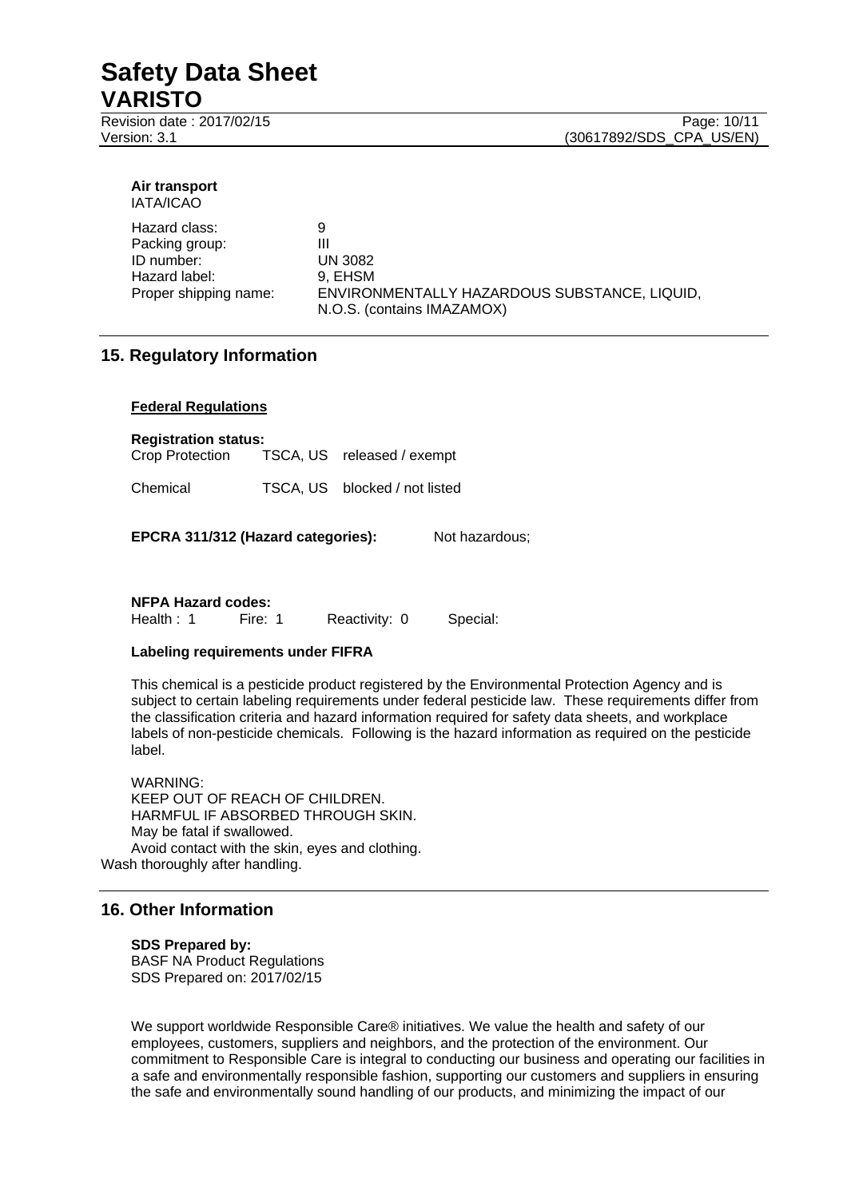**Air transport**
IATA/ICAO

| | |
|---|---|
| Hazard class: | 9 |
| Packing group: | III |
| ID number: | UN 3082 |
| Hazard label: | 9, EHSM |
| Proper shipping name: | ENVIRONMENTALLY HAZARDOUS SUBSTANCE, LIQUID, N.O.S. (contains IMAZAMOX) |

## 15. Regulatory Information

**Federal Regulations**

**Registration status:**

| | | |
|---|---|---|
| Crop Protection | TSCA, US | released / exempt |
| Chemical | TSCA, US | blocked / not listed |

**EPCRA 311/312 (Hazard categories):** Not hazardous;

**NFPA Hazard codes:**
Health : 1 Fire: 1 Reactivity: 0 Special:

**Labeling requirements under FIFRA**

This chemical is a pesticide product registered by the Environmental Protection Agency and is subject to certain labeling requirements under federal pesticide law. These requirements differ from the classification criteria and hazard information required for safety data sheets, and workplace labels of non-pesticide chemicals. Following is the hazard information as required on the pesticide label.

WARNING:
KEEP OUT OF REACH OF CHILDREN.
HARMFUL IF ABSORBED THROUGH SKIN.
May be fatal if swallowed.
Avoid contact with the skin, eyes and clothing.
Wash thoroughly after handling.

## 16. Other Information

**SDS Prepared by:**
BASF NA Product Regulations
SDS Prepared on: 2017/02/15

We support worldwide Responsible Care® initiatives. We value the health and safety of our employees, customers, suppliers and neighbors, and the protection of the environment. Our commitment to Responsible Care is integral to conducting our business and operating our facilities in a safe and environmentally responsible fashion, supporting our customers and suppliers in ensuring the safe and environmentally sound handling of our products, and minimizing the impact of our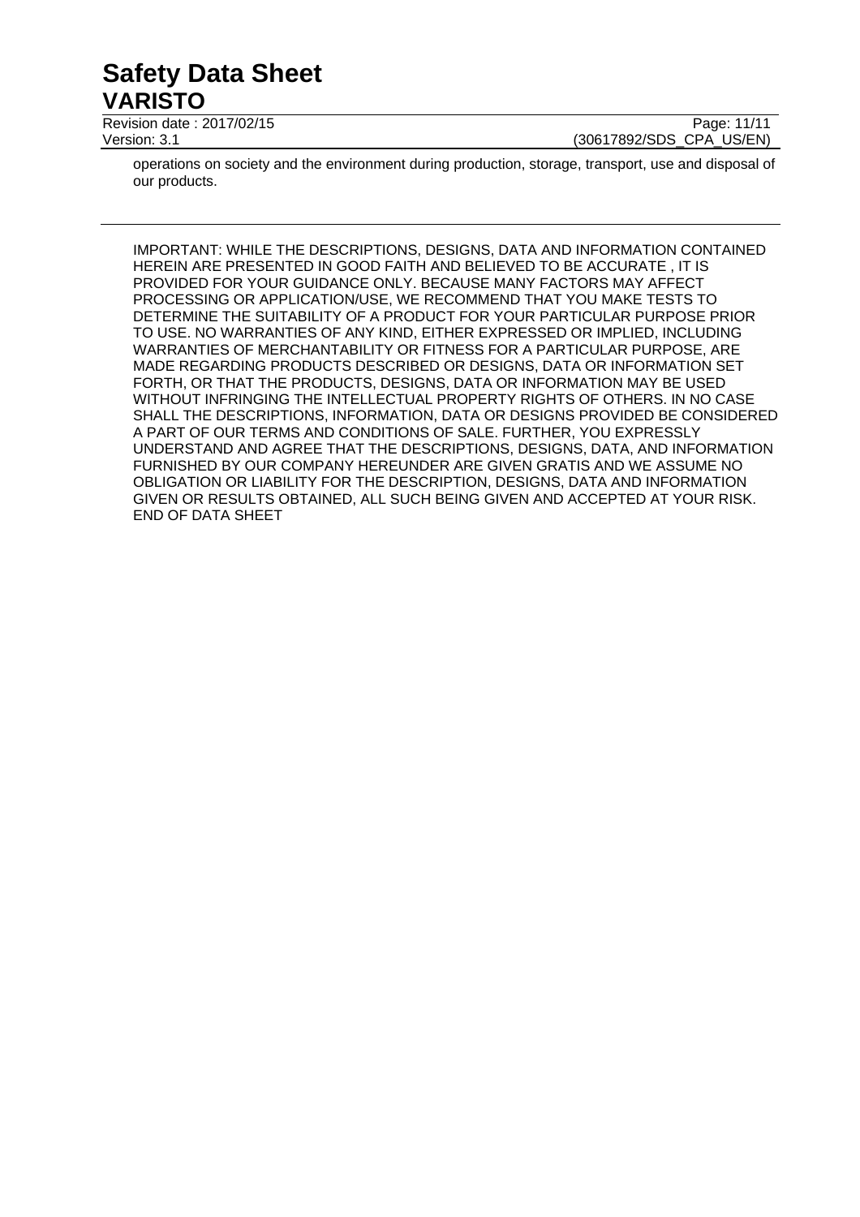operations on society and the environment during production, storage, transport, use and disposal of our products.

---

IMPORTANT: WHILE THE DESCRIPTIONS, DESIGNS, DATA AND INFORMATION CONTAINED HEREIN ARE PRESENTED IN GOOD FAITH AND BELIEVED TO BE ACCURATE , IT IS PROVIDED FOR YOUR GUIDANCE ONLY. BECAUSE MANY FACTORS MAY AFFECT PROCESSING OR APPLICATION/USE, WE RECOMMEND THAT YOU MAKE TESTS TO DETERMINE THE SUITABILITY OF A PRODUCT FOR YOUR PARTICULAR PURPOSE PRIOR TO USE. NO WARRANTIES OF ANY KIND, EITHER EXPRESSED OR IMPLIED, INCLUDING WARRANTIES OF MERCHANTABILITY OR FITNESS FOR A PARTICULAR PURPOSE, ARE MADE REGARDING PRODUCTS DESCRIBED OR DESIGNS, DATA OR INFORMATION SET FORTH, OR THAT THE PRODUCTS, DESIGNS, DATA OR INFORMATION MAY BE USED WITHOUT INFRINGING THE INTELLECTUAL PROPERTY RIGHTS OF OTHERS. IN NO CASE SHALL THE DESCRIPTIONS, INFORMATION, DATA OR DESIGNS PROVIDED BE CONSIDERED A PART OF OUR TERMS AND CONDITIONS OF SALE. FURTHER, YOU EXPRESSLY UNDERSTAND AND AGREE THAT THE DESCRIPTIONS, DESIGNS, DATA, AND INFORMATION FURNISHED BY OUR COMPANY HEREUNDER ARE GIVEN GRATIS AND WE ASSUME NO OBLIGATION OR LIABILITY FOR THE DESCRIPTION, DESIGNS, DATA AND INFORMATION GIVEN OR RESULTS OBTAINED, ALL SUCH BEING GIVEN AND ACCEPTED AT YOUR RISK.
END OF DATA SHEET